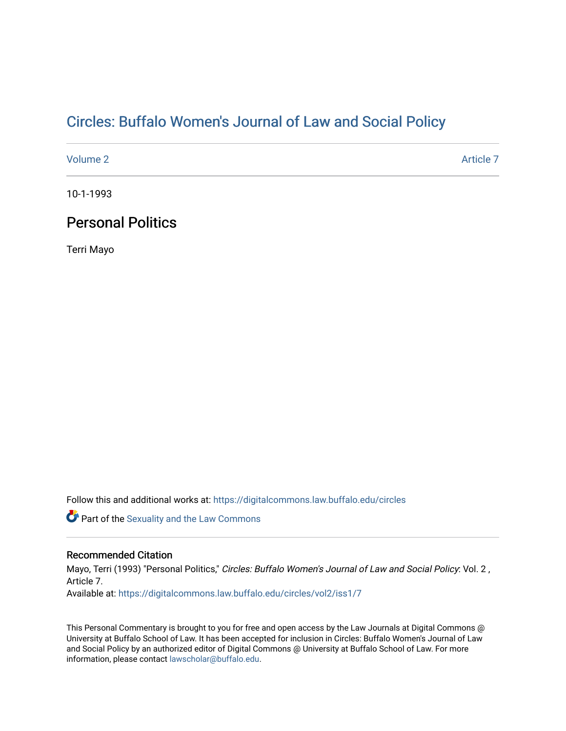# Circles: Buffalo Women's Journal of Law and Social Policy

Volume 2 | Article 7

10-1-1993

## Personal Politics

Terri Mayo

Follow this and additional works at: https://digitalcommons.law.buffalo.edu/circles

Part of the Sexuality and the Law Commons

### Recommended Citation

Mayo, Terri (1993) "Personal Politics," *Circles: Buffalo Women's Journal of Law and Social Policy*: Vol. 2 , Article 7.
Available at: https://digitalcommons.law.buffalo.edu/circles/vol2/iss1/7

This Personal Commentary is brought to you for free and open access by the Law Journals at Digital Commons @ University at Buffalo School of Law. It has been accepted for inclusion in Circles: Buffalo Women's Journal of Law and Social Policy by an authorized editor of Digital Commons @ University at Buffalo School of Law. For more information, please contact lawscholar@buffalo.edu.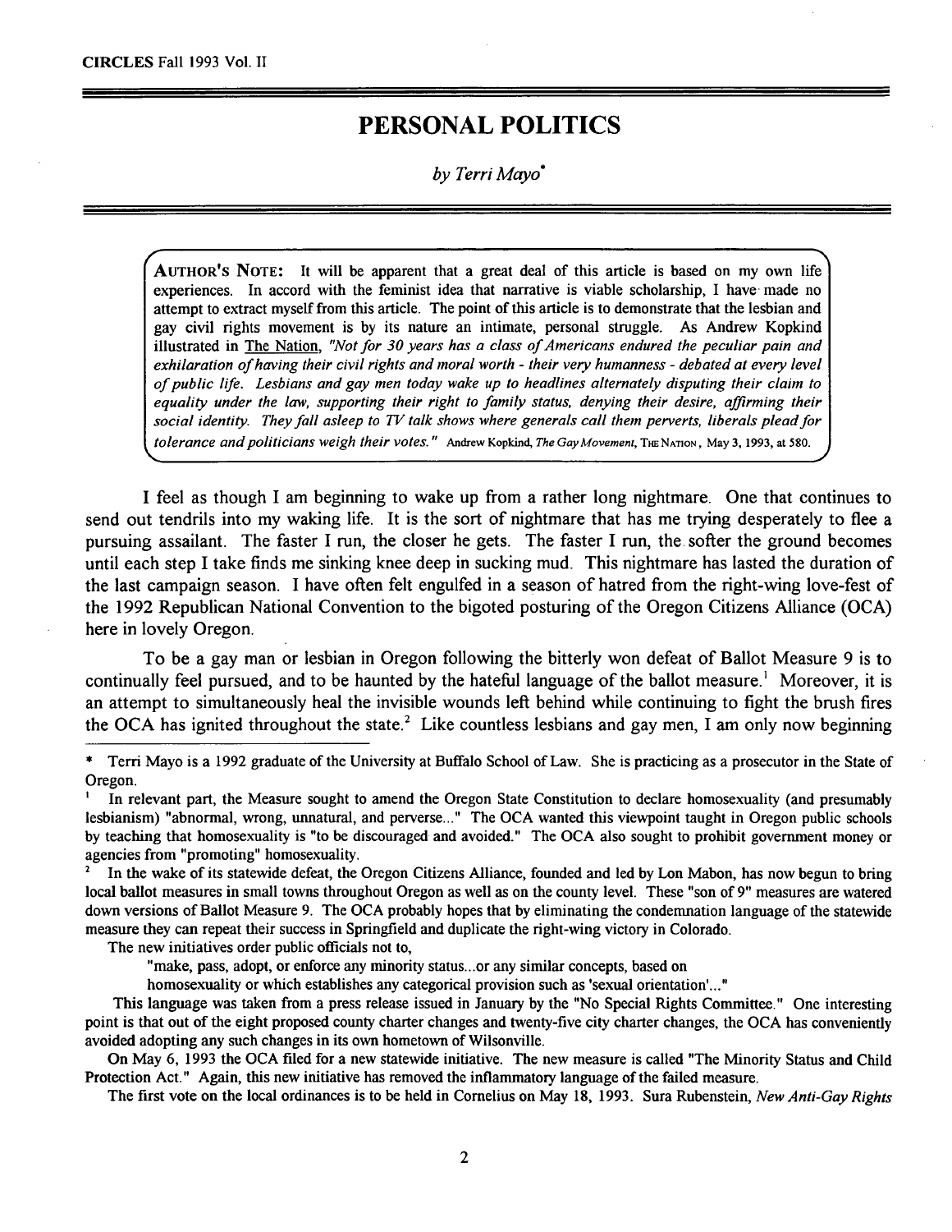# PERSONAL POLITICS

*by Terri Mayo**

> **AUTHOR'S NOTE:** It will be apparent that a great deal of this article is based on my own life experiences. In accord with the feminist idea that narrative is viable scholarship, I have made no attempt to extract myself from this article. The point of this article is to demonstrate that the lesbian and gay civil rights movement is by its nature an intimate, personal struggle. As Andrew Kopkind illustrated in The Nation, *"Not for 30 years has a class of Americans endured the peculiar pain and exhilaration of having their civil rights and moral worth - their very humanness - debated at every level of public life. Lesbians and gay men today wake up to headlines alternately disputing their claim to equality under the law, supporting their right to family status, denying their desire, affirming their social identity. They fall asleep to TV talk shows where generals call them perverts, liberals plead for tolerance and politicians weigh their votes."* Andrew Kopkind, *The Gay Movement*, THE NATION, May 3, 1993, at 580.

I feel as though I am beginning to wake up from a rather long nightmare. One that continues to send out tendrils into my waking life. It is the sort of nightmare that has me trying desperately to flee a pursuing assailant. The faster I run, the closer he gets. The faster I run, the softer the ground becomes until each step I take finds me sinking knee deep in sucking mud. This nightmare has lasted the duration of the last campaign season. I have often felt engulfed in a season of hatred from the right-wing love-fest of the 1992 Republican National Convention to the bigoted posturing of the Oregon Citizens Alliance (OCA) here in lovely Oregon.

To be a gay man or lesbian in Oregon following the bitterly won defeat of Ballot Measure 9 is to continually feel pursued, and to be haunted by the hateful language of the ballot measure.[1] Moreover, it is an attempt to simultaneously heal the invisible wounds left behind while continuing to fight the brush fires the OCA has ignited throughout the state.[2] Like countless lesbians and gay men, I am only now beginning

---

\* Terri Mayo is a 1992 graduate of the University at Buffalo School of Law. She is practicing as a prosecutor in the State of Oregon.

[1] In relevant part, the Measure sought to amend the Oregon State Constitution to declare homosexuality (and presumably lesbianism) "abnormal, wrong, unnatural, and perverse..." The OCA wanted this viewpoint taught in Oregon public schools by teaching that homosexuality is "to be discouraged and avoided." The OCA also sought to prohibit government money or agencies from "promoting" homosexuality.

[2] In the wake of its statewide defeat, the Oregon Citizens Alliance, founded and led by Lon Mabon, has now begun to bring local ballot measures in small towns throughout Oregon as well as on the county level. These "son of 9" measures are watered down versions of Ballot Measure 9. The OCA probably hopes that by eliminating the condemnation language of the statewide measure they can repeat their success in Springfield and duplicate the right-wing victory in Colorado.

The new initiatives order public officials not to,

> "make, pass, adopt, or enforce any minority status...or any similar concepts, based on homosexuality or which establishes any categorical provision such as 'sexual orientation'..."

This language was taken from a press release issued in January by the "No Special Rights Committee." One interesting point is that out of the eight proposed county charter changes and twenty-five city charter changes, the OCA has conveniently avoided adopting any such changes in its own hometown of Wilsonville.

On May 6, 1993 the OCA filed for a new statewide initiative. The new measure is called "The Minority Status and Child Protection Act." Again, this new initiative has removed the inflammatory language of the failed measure.

The first vote on the local ordinances is to be held in Cornelius on May 18, 1993. Sura Rubenstein, *New Anti-Gay Rights*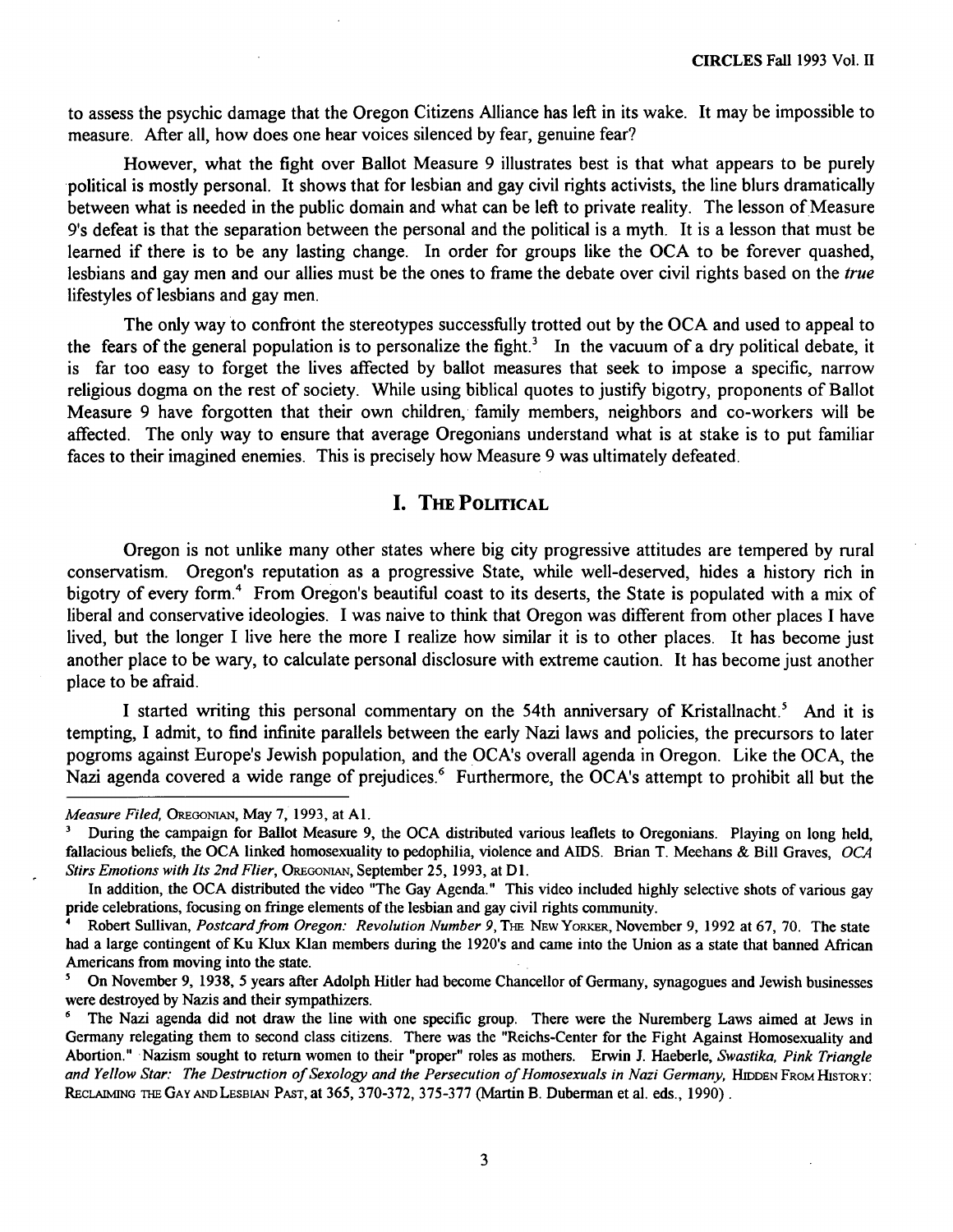to assess the psychic damage that the Oregon Citizens Alliance has left in its wake. It may be impossible to measure. After all, how does one hear voices silenced by fear, genuine fear?

However, what the fight over Ballot Measure 9 illustrates best is that what appears to be purely political is mostly personal. It shows that for lesbian and gay civil rights activists, the line blurs dramatically between what is needed in the public domain and what can be left to private reality. The lesson of Measure 9's defeat is that the separation between the personal and the political is a myth. It is a lesson that must be learned if there is to be any lasting change. In order for groups like the OCA to be forever quashed, lesbians and gay men and our allies must be the ones to frame the debate over civil rights based on the *true* lifestyles of lesbians and gay men.

The only way to confront the stereotypes successfully trotted out by the OCA and used to appeal to the fears of the general population is to personalize the fight.[3] In the vacuum of a dry political debate, it is far too easy to forget the lives affected by ballot measures that seek to impose a specific, narrow religious dogma on the rest of society. While using biblical quotes to justify bigotry, proponents of Ballot Measure 9 have forgotten that their own children, family members, neighbors and co-workers will be affected. The only way to ensure that average Oregonians understand what is at stake is to put familiar faces to their imagined enemies. This is precisely how Measure 9 was ultimately defeated.

## I. The Political

Oregon is not unlike many other states where big city progressive attitudes are tempered by rural conservatism. Oregon's reputation as a progressive State, while well-deserved, hides a history rich in bigotry of every form.[4] From Oregon's beautiful coast to its deserts, the State is populated with a mix of liberal and conservative ideologies. I was naive to think that Oregon was different from other places I have lived, but the longer I live here the more I realize how similar it is to other places. It has become just another place to be wary, to calculate personal disclosure with extreme caution. It has become just another place to be afraid.

I started writing this personal commentary on the 54th anniversary of Kristallnacht.[5] And it is tempting, I admit, to find infinite parallels between the early Nazi laws and policies, the precursors to later pogroms against Europe's Jewish population, and the OCA's overall agenda in Oregon. Like the OCA, the Nazi agenda covered a wide range of prejudices.[6] Furthermore, the OCA's attempt to prohibit all but the

---

*Measure Filed*, Oregonian, May 7, 1993, at A1.

[3] During the campaign for Ballot Measure 9, the OCA distributed various leaflets to Oregonians. Playing on long held, fallacious beliefs, the OCA linked homosexuality to pedophilia, violence and AIDS. Brian T. Meehans & Bill Graves, *OCA Stirs Emotions with Its 2nd Flier*, Oregonian, September 25, 1993, at D1.

In addition, the OCA distributed the video "The Gay Agenda." This video included highly selective shots of various gay pride celebrations, focusing on fringe elements of the lesbian and gay civil rights community.

[4] Robert Sullivan, *Postcard from Oregon: Revolution Number 9*, The New Yorker, November 9, 1992 at 67, 70. The state had a large contingent of Ku Klux Klan members during the 1920's and came into the Union as a state that banned African Americans from moving into the state.

[5] On November 9, 1938, 5 years after Adolph Hitler had become Chancellor of Germany, synagogues and Jewish businesses were destroyed by Nazis and their sympathizers.

[6] The Nazi agenda did not draw the line with one specific group. There were the Nuremberg Laws aimed at Jews in Germany relegating them to second class citizens. There was the "Reichs-Center for the Fight Against Homosexuality and Abortion." Nazism sought to return women to their "proper" roles as mothers. Erwin J. Haeberle, *Swastika, Pink Triangle and Yellow Star: The Destruction of Sexology and the Persecution of Homosexuals in Nazi Germany*, Hidden From History: Reclaiming the Gay and Lesbian Past, at 365, 370-372, 375-377 (Martin B. Duberman et al. eds., 1990).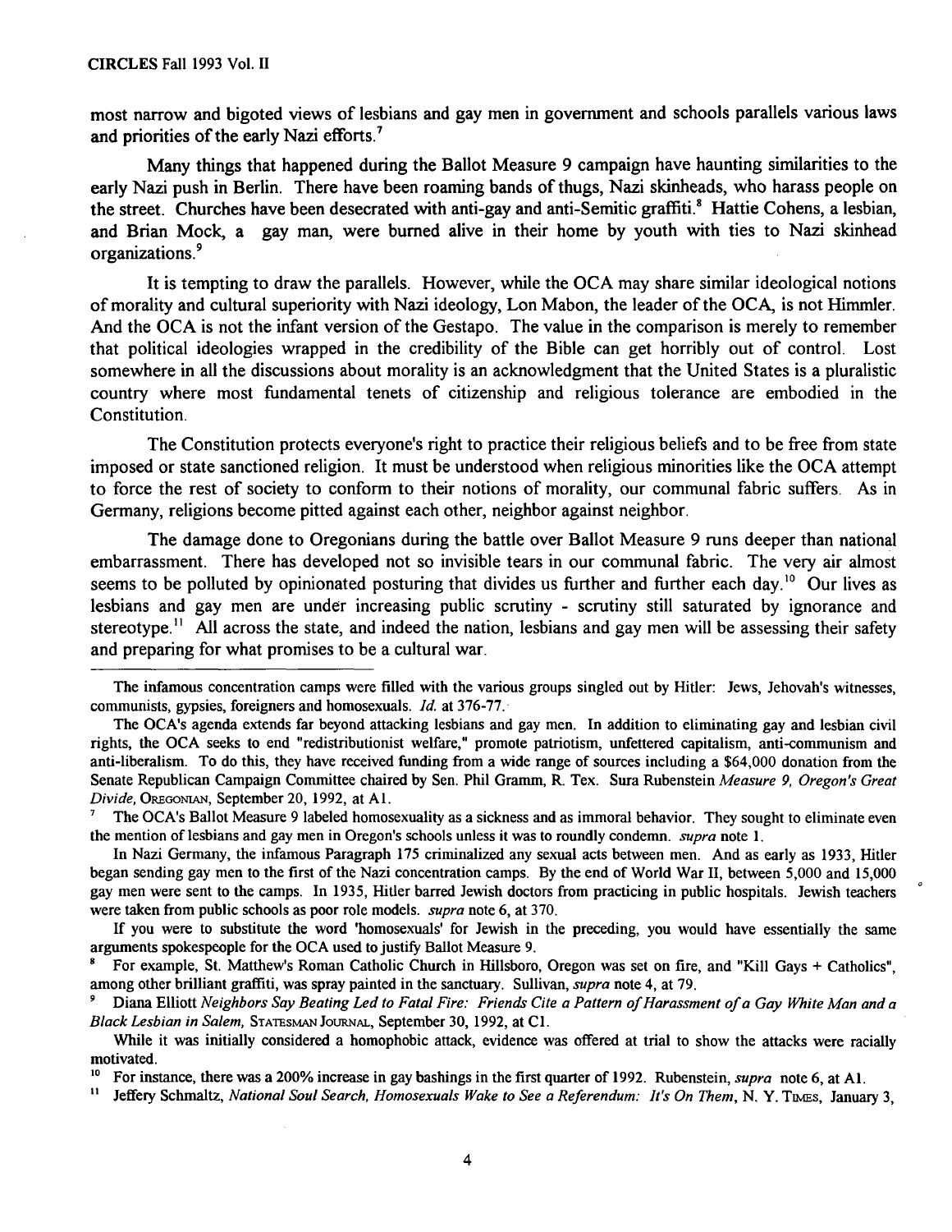most narrow and bigoted views of lesbians and gay men in government and schools parallels various laws and priorities of the early Nazi efforts.[7]

Many things that happened during the Ballot Measure 9 campaign have haunting similarities to the early Nazi push in Berlin. There have been roaming bands of thugs, Nazi skinheads, who harass people on the street. Churches have been desecrated with anti-gay and anti-Semitic graffiti.[8] Hattie Cohens, a lesbian, and Brian Mock, a gay man, were burned alive in their home by youth with ties to Nazi skinhead organizations.[9]

It is tempting to draw the parallels. However, while the OCA may share similar ideological notions of morality and cultural superiority with Nazi ideology, Lon Mabon, the leader of the OCA, is not Himmler. And the OCA is not the infant version of the Gestapo. The value in the comparison is merely to remember that political ideologies wrapped in the credibility of the Bible can get horribly out of control. Lost somewhere in all the discussions about morality is an acknowledgment that the United States is a pluralistic country where most fundamental tenets of citizenship and religious tolerance are embodied in the Constitution.

The Constitution protects everyone's right to practice their religious beliefs and to be free from state imposed or state sanctioned religion. It must be understood when religious minorities like the OCA attempt to force the rest of society to conform to their notions of morality, our communal fabric suffers. As in Germany, religions become pitted against each other, neighbor against neighbor.

The damage done to Oregonians during the battle over Ballot Measure 9 runs deeper than national embarrassment. There has developed not so invisible tears in our communal fabric. The very air almost seems to be polluted by opinionated posturing that divides us further and further each day.[10] Our lives as lesbians and gay men are under increasing public scrutiny - scrutiny still saturated by ignorance and stereotype.[11] All across the state, and indeed the nation, lesbians and gay men will be assessing their safety and preparing for what promises to be a cultural war.

---

The infamous concentration camps were filled with the various groups singled out by Hitler: Jews, Jehovah's witnesses, communists, gypsies, foreigners and homosexuals. *Id.* at 376-77.

The OCA's agenda extends far beyond attacking lesbians and gay men. In addition to eliminating gay and lesbian civil rights, the OCA seeks to end "redistributionist welfare," promote patriotism, unfettered capitalism, anti-communism and anti-liberalism. To do this, they have received funding from a wide range of sources including a $64,000 donation from the Senate Republican Campaign Committee chaired by Sen. Phil Gramm, R. Tex. Sura Rubenstein *Measure 9, Oregon's Great Divide,* OREGONIAN, September 20, 1992, at A1.

[7] The OCA's Ballot Measure 9 labeled homosexuality as a sickness and as immoral behavior. They sought to eliminate even the mention of lesbians and gay men in Oregon's schools unless it was to roundly condemn. *supra* note 1.

In Nazi Germany, the infamous Paragraph 175 criminalized any sexual acts between men. And as early as 1933, Hitler began sending gay men to the first of the Nazi concentration camps. By the end of World War II, between 5,000 and 15,000 gay men were sent to the camps. In 1935, Hitler barred Jewish doctors from practicing in public hospitals. Jewish teachers were taken from public schools as poor role models. *supra* note 6, at 370.

If you were to substitute the word 'homosexuals' for Jewish in the preceding, you would have essentially the same arguments spokespeople for the OCA used to justify Ballot Measure 9.

[8] For example, St. Matthew's Roman Catholic Church in Hillsboro, Oregon was set on fire, and "Kill Gays + Catholics", among other brilliant graffiti, was spray painted in the sanctuary. Sullivan, *supra* note 4, at 79.

[9] Diana Elliott *Neighbors Say Beating Led to Fatal Fire: Friends Cite a Pattern of Harassment of a Gay White Man and a Black Lesbian in Salem,* STATESMAN JOURNAL, September 30, 1992, at C1.

While it was initially considered a homophobic attack, evidence was offered at trial to show the attacks were racially motivated.

[10] For instance, there was a 200% increase in gay bashings in the first quarter of 1992. Rubenstein, *supra* note 6, at A1.

[11] Jeffery Schmaltz, *National Soul Search, Homosexuals Wake to See a Referendum: It's On Them,* N. Y. TIMES, January 3,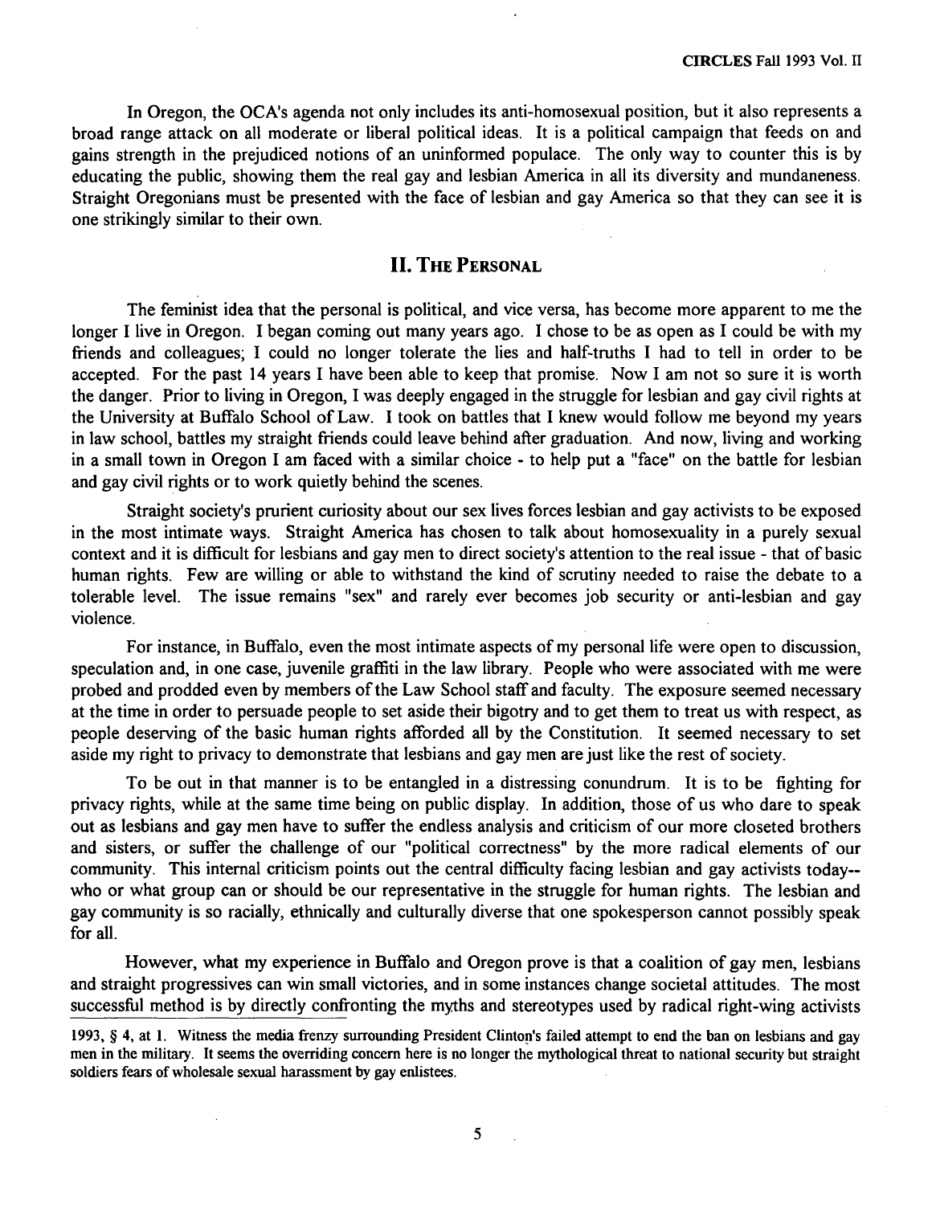In Oregon, the OCA's agenda not only includes its anti-homosexual position, but it also represents a broad range attack on all moderate or liberal political ideas. It is a political campaign that feeds on and gains strength in the prejudiced notions of an uninformed populace. The only way to counter this is by educating the public, showing them the real gay and lesbian America in all its diversity and mundaneness. Straight Oregonians must be presented with the face of lesbian and gay America so that they can see it is one strikingly similar to their own.

## II. The Personal

The feminist idea that the personal is political, and vice versa, has become more apparent to me the longer I live in Oregon. I began coming out many years ago. I chose to be as open as I could be with my friends and colleagues; I could no longer tolerate the lies and half-truths I had to tell in order to be accepted. For the past 14 years I have been able to keep that promise. Now I am not so sure it is worth the danger. Prior to living in Oregon, I was deeply engaged in the struggle for lesbian and gay civil rights at the University at Buffalo School of Law. I took on battles that I knew would follow me beyond my years in law school, battles my straight friends could leave behind after graduation. And now, living and working in a small town in Oregon I am faced with a similar choice - to help put a "face" on the battle for lesbian and gay civil rights or to work quietly behind the scenes.

Straight society's prurient curiosity about our sex lives forces lesbian and gay activists to be exposed in the most intimate ways. Straight America has chosen to talk about homosexuality in a purely sexual context and it is difficult for lesbians and gay men to direct society's attention to the real issue - that of basic human rights. Few are willing or able to withstand the kind of scrutiny needed to raise the debate to a tolerable level. The issue remains "sex" and rarely ever becomes job security or anti-lesbian and gay violence.

For instance, in Buffalo, even the most intimate aspects of my personal life were open to discussion, speculation and, in one case, juvenile graffiti in the law library. People who were associated with me were probed and prodded even by members of the Law School staff and faculty. The exposure seemed necessary at the time in order to persuade people to set aside their bigotry and to get them to treat us with respect, as people deserving of the basic human rights afforded all by the Constitution. It seemed necessary to set aside my right to privacy to demonstrate that lesbians and gay men are just like the rest of society.

To be out in that manner is to be entangled in a distressing conundrum. It is to be fighting for privacy rights, while at the same time being on public display. In addition, those of us who dare to speak out as lesbians and gay men have to suffer the endless analysis and criticism of our more closeted brothers and sisters, or suffer the challenge of our "political correctness" by the more radical elements of our community. This internal criticism points out the central difficulty facing lesbian and gay activists today--who or what group can or should be our representative in the struggle for human rights. The lesbian and gay community is so racially, ethnically and culturally diverse that one spokesperson cannot possibly speak for all.

However, what my experience in Buffalo and Oregon prove is that a coalition of gay men, lesbians and straight progressives can win small victories, and in some instances change societal attitudes. The most successful method is by directly confronting the myths and stereotypes used by radical right-wing activists

---

1993, § 4, at 1. Witness the media frenzy surrounding President Clinton's failed attempt to end the ban on lesbians and gay men in the military. It seems the overriding concern here is no longer the mythological threat to national security but straight soldiers fears of wholesale sexual harassment by gay enlistees.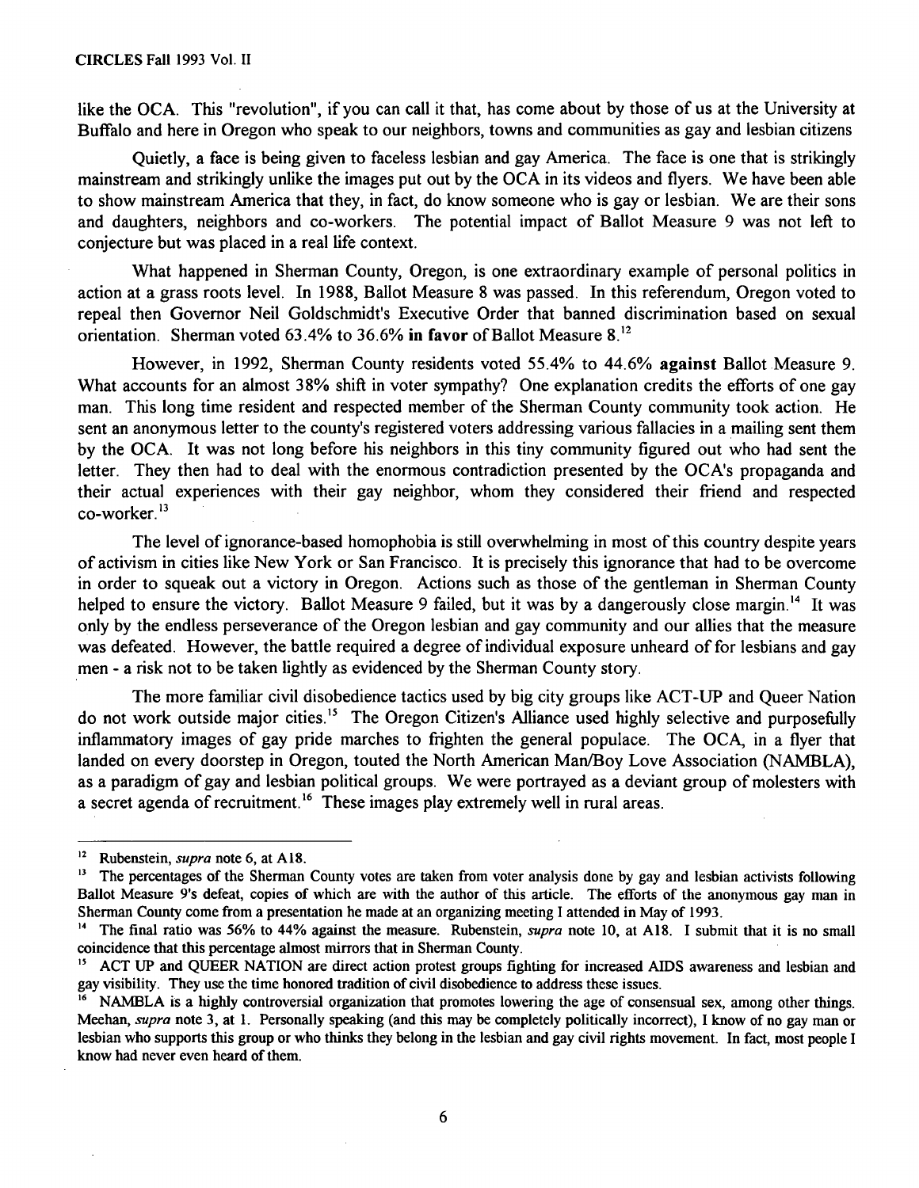like the OCA. This "revolution", if you can call it that, has come about by those of us at the University at Buffalo and here in Oregon who speak to our neighbors, towns and communities as gay and lesbian citizens

Quietly, a face is being given to faceless lesbian and gay America. The face is one that is strikingly mainstream and strikingly unlike the images put out by the OCA in its videos and flyers. We have been able to show mainstream America that they, in fact, do know someone who is gay or lesbian. We are their sons and daughters, neighbors and co-workers. The potential impact of Ballot Measure 9 was not left to conjecture but was placed in a real life context.

What happened in Sherman County, Oregon, is one extraordinary example of personal politics in action at a grass roots level. In 1988, Ballot Measure 8 was passed. In this referendum, Oregon voted to repeal then Governor Neil Goldschmidt's Executive Order that banned discrimination based on sexual orientation. Sherman voted 63.4% to 36.6% **in favor** of Ballot Measure 8.[12]

However, in 1992, Sherman County residents voted 55.4% to 44.6% **against** Ballot Measure 9. What accounts for an almost 38% shift in voter sympathy? One explanation credits the efforts of one gay man. This long time resident and respected member of the Sherman County community took action. He sent an anonymous letter to the county's registered voters addressing various fallacies in a mailing sent them by the OCA. It was not long before his neighbors in this tiny community figured out who had sent the letter. They then had to deal with the enormous contradiction presented by the OCA's propaganda and their actual experiences with their gay neighbor, whom they considered their friend and respected co-worker.[13]

The level of ignorance-based homophobia is still overwhelming in most of this country despite years of activism in cities like New York or San Francisco. It is precisely this ignorance that had to be overcome in order to squeak out a victory in Oregon. Actions such as those of the gentleman in Sherman County helped to ensure the victory. Ballot Measure 9 failed, but it was by a dangerously close margin.[14] It was only by the endless perseverance of the Oregon lesbian and gay community and our allies that the measure was defeated. However, the battle required a degree of individual exposure unheard of for lesbians and gay men - a risk not to be taken lightly as evidenced by the Sherman County story.

The more familiar civil disobedience tactics used by big city groups like ACT-UP and Queer Nation do not work outside major cities.[15] The Oregon Citizen's Alliance used highly selective and purposefully inflammatory images of gay pride marches to frighten the general populace. The OCA, in a flyer that landed on every doorstep in Oregon, touted the North American Man/Boy Love Association (NAMBLA), as a paradigm of gay and lesbian political groups. We were portrayed as a deviant group of molesters with a secret agenda of recruitment.[16] These images play extremely well in rural areas.

---

[12] Rubenstein, *supra* note 6, at A18.

[13] The percentages of the Sherman County votes are taken from voter analysis done by gay and lesbian activists following Ballot Measure 9's defeat, copies of which are with the author of this article. The efforts of the anonymous gay man in Sherman County come from a presentation he made at an organizing meeting I attended in May of 1993.

[14] The final ratio was 56% to 44% against the measure. Rubenstein, *supra* note 10, at A18. I submit that it is no small coincidence that this percentage almost mirrors that in Sherman County.

[15] ACT UP and QUEER NATION are direct action protest groups fighting for increased AIDS awareness and lesbian and gay visibility. They use the time honored tradition of civil disobedience to address these issues.

[16] NAMBLA is a highly controversial organization that promotes lowering the age of consensual sex, among other things. Meehan, *supra* note 3, at 1. Personally speaking (and this may be completely politically incorrect), I know of no gay man or lesbian who supports this group or who thinks they belong in the lesbian and gay civil rights movement. In fact, most people I know had never even heard of them.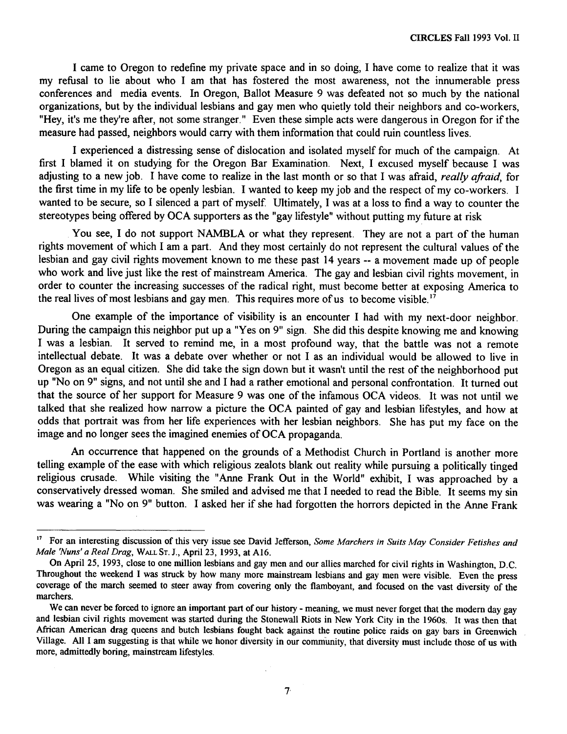I came to Oregon to redefine my private space and in so doing, I have come to realize that it was my refusal to lie about who I am that has fostered the most awareness, not the innumerable press conferences and media events. In Oregon, Ballot Measure 9 was defeated not so much by the national organizations, but by the individual lesbians and gay men who quietly told their neighbors and co-workers, "Hey, it's me they're after, not some stranger." Even these simple acts were dangerous in Oregon for if the measure had passed, neighbors would carry with them information that could ruin countless lives.

I experienced a distressing sense of dislocation and isolated myself for much of the campaign. At first I blamed it on studying for the Oregon Bar Examination. Next, I excused myself because I was adjusting to a new job. I have come to realize in the last month or so that I was afraid, *really afraid*, for the first time in my life to be openly lesbian. I wanted to keep my job and the respect of my co-workers. I wanted to be secure, so I silenced a part of myself. Ultimately, I was at a loss to find a way to counter the stereotypes being offered by OCA supporters as the "gay lifestyle" without putting my future at risk

You see, I do not support NAMBLA or what they represent. They are not a part of the human rights movement of which I am a part. And they most certainly do not represent the cultural values of the lesbian and gay civil rights movement known to me these past 14 years -- a movement made up of people who work and live just like the rest of mainstream America. The gay and lesbian civil rights movement, in order to counter the increasing successes of the radical right, must become better at exposing America to the real lives of most lesbians and gay men. This requires more of us to become visible.[17]

One example of the importance of visibility is an encounter I had with my next-door neighbor. During the campaign this neighbor put up a "Yes on 9" sign. She did this despite knowing me and knowing I was a lesbian. It served to remind me, in a most profound way, that the battle was not a remote intellectual debate. It was a debate over whether or not I as an individual would be allowed to live in Oregon as an equal citizen. She did take the sign down but it wasn't until the rest of the neighborhood put up "No on 9" signs, and not until she and I had a rather emotional and personal confrontation. It turned out that the source of her support for Measure 9 was one of the infamous OCA videos. It was not until we talked that she realized how narrow a picture the OCA painted of gay and lesbian lifestyles, and how at odds that portrait was from her life experiences with her lesbian neighbors. She has put my face on the image and no longer sees the imagined enemies of OCA propaganda.

An occurrence that happened on the grounds of a Methodist Church in Portland is another more telling example of the ease with which religious zealots blank out reality while pursuing a politically tinged religious crusade. While visiting the "Anne Frank Out in the World" exhibit, I was approached by a conservatively dressed woman. She smiled and advised me that I needed to read the Bible. It seems my sin was wearing a "No on 9" button. I asked her if she had forgotten the horrors depicted in the Anne Frank

---

[17] For an interesting discussion of this very issue see David Jefferson, *Some Marchers in Suits May Consider Fetishes and Male 'Nuns' a Real Drag*, WALL ST. J., April 23, 1993, at A16.

On April 25, 1993, close to one million lesbians and gay men and our allies marched for civil rights in Washington, D.C. Throughout the weekend I was struck by how many more mainstream lesbians and gay men were visible. Even the press coverage of the march seemed to steer away from covering only the flamboyant, and focused on the vast diversity of the marchers.

We can never be forced to ignore an important part of our history - meaning, we must never forget that the modern day gay and lesbian civil rights movement was started during the Stonewall Riots in New York City in the 1960s. It was then that African American drag queens and butch lesbians fought back against the routine police raids on gay bars in Greenwich Village. All I am suggesting is that while we honor diversity in our community, that diversity must include those of us with more, admittedly boring, mainstream lifestyles.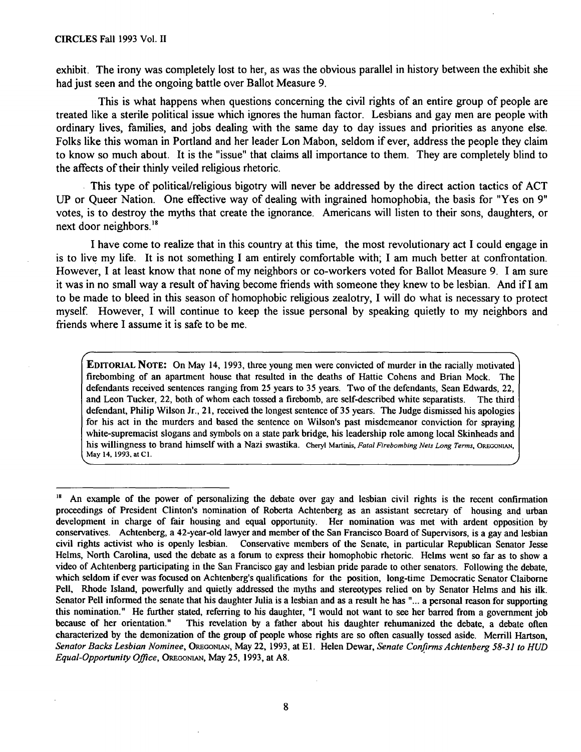exhibit. The irony was completely lost to her, as was the obvious parallel in history between the exhibit she had just seen and the ongoing battle over Ballot Measure 9.

This is what happens when questions concerning the civil rights of an entire group of people are treated like a sterile political issue which ignores the human factor. Lesbians and gay men are people with ordinary lives, families, and jobs dealing with the same day to day issues and priorities as anyone else. Folks like this woman in Portland and her leader Lon Mabon, seldom if ever, address the people they claim to know so much about. It is the "issue" that claims all importance to them. They are completely blind to the affects of their thinly veiled religious rhetoric.

This type of political/religious bigotry will never be addressed by the direct action tactics of ACT UP or Queer Nation. One effective way of dealing with ingrained homophobia, the basis for "Yes on 9" votes, is to destroy the myths that create the ignorance. Americans will listen to their sons, daughters, or next door neighbors.[18]

I have come to realize that in this country at this time, the most revolutionary act I could engage in is to live my life. It is not something I am entirely comfortable with; I am much better at confrontation. However, I at least know that none of my neighbors or co-workers voted for Ballot Measure 9. I am sure it was in no small way a result of having become friends with someone they knew to be lesbian. And if I am to be made to bleed in this season of homophobic religious zealotry, I will do what is necessary to protect myself. However, I will continue to keep the issue personal by speaking quietly to my neighbors and friends where I assume it is safe to be me.

**EDITORIAL NOTE:** On May 14, 1993, three young men were convicted of murder in the racially motivated firebombing of an apartment house that resulted in the deaths of Hattie Cohens and Brian Mock. The defendants received sentences ranging from 25 years to 35 years. Two of the defendants, Sean Edwards, 22, and Leon Tucker, 22, both of whom each tossed a firebomb, are self-described white separatists. The third defendant, Philip Wilson Jr., 21, received the longest sentence of 35 years. The Judge dismissed his apologies for his act in the murders and based the sentence on Wilson's past misdemeanor conviction for spraying white-supremacist slogans and symbols on a state park bridge, his leadership role among local Skinheads and his willingness to brand himself with a Nazi swastika. Cheryl Martinis, *Fatal Firebombing Nets Long Terms*, OREGONIAN, May 14, 1993, at C1.

---

[18] An example of the power of personalizing the debate over gay and lesbian civil rights is the recent confirmation proceedings of President Clinton's nomination of Roberta Achtenberg as an assistant secretary of housing and urban development in charge of fair housing and equal opportunity. Her nomination was met with ardent opposition by conservatives. Achtenberg, a 42-year-old lawyer and member of the San Francisco Board of Supervisors, is a gay and lesbian civil rights activist who is openly lesbian. Conservative members of the Senate, in particular Republican Senator Jesse Helms, North Carolina, used the debate as a forum to express their homophobic rhetoric. Helms went so far as to show a video of Achtenberg participating in the San Francisco gay and lesbian pride parade to other senators. Following the debate, which seldom if ever was focused on Achtenberg's qualifications for the position, long-time Democratic Senator Claiborne Pell, Rhode Island, powerfully and quietly addressed the myths and stereotypes relied on by Senator Helms and his ilk. Senator Pell informed the senate that his daughter Julia is a lesbian and as a result he has "... a personal reason for supporting this nomination." He further stated, referring to his daughter, "I would not want to see her barred from a government job because of her orientation." This revelation by a father about his daughter rehumanized the debate, a debate often characterized by the demonization of the group of people whose rights are so often casually tossed aside. Merrill Hartson, *Senator Backs Lesbian Nominee*, OREGONIAN, May 22, 1993, at E1. Helen Dewar, *Senate Confirms Achtenberg 58-31 to HUD Equal-Opportunity Office*, OREGONIAN, May 25, 1993, at A8.